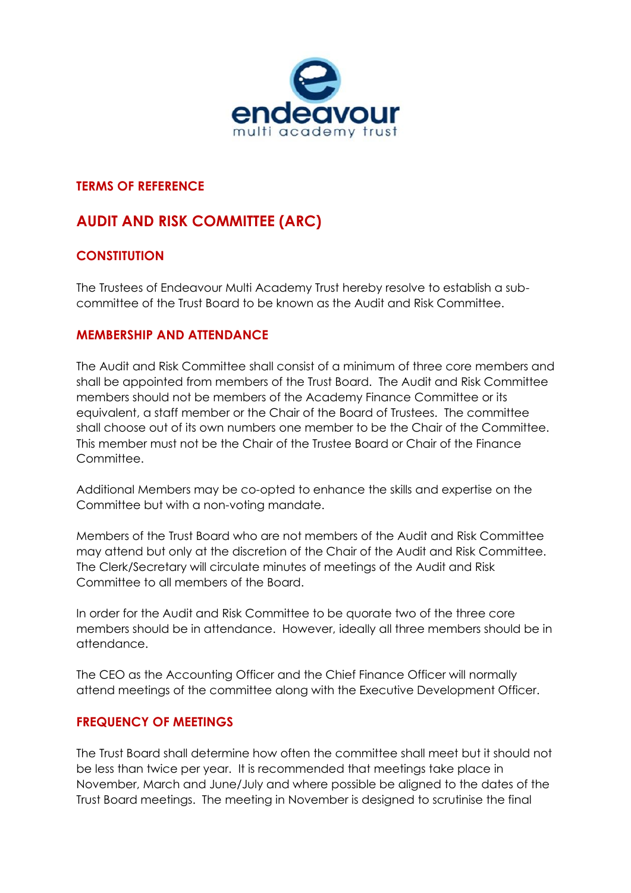endeavour
multi academy trust

**TERMS OF REFERENCE**

# AUDIT AND RISK COMMITTEE (ARC)

## CONSTITUTION

The Trustees of Endeavour Multi Academy Trust hereby resolve to establish a sub-committee of the Trust Board to be known as the Audit and Risk Committee.

## MEMBERSHIP AND ATTENDANCE

The Audit and Risk Committee shall consist of a minimum of three core members and shall be appointed from members of the Trust Board. The Audit and Risk Committee members should not be members of the Academy Finance Committee or its equivalent, a staff member or the Chair of the Board of Trustees. The committee shall choose out of its own numbers one member to be the Chair of the Committee. This member must not be the Chair of the Trustee Board or Chair of the Finance Committee.

Additional Members may be co-opted to enhance the skills and expertise on the Committee but with a non-voting mandate.

Members of the Trust Board who are not members of the Audit and Risk Committee may attend but only at the discretion of the Chair of the Audit and Risk Committee. The Clerk/Secretary will circulate minutes of meetings of the Audit and Risk Committee to all members of the Board.

In order for the Audit and Risk Committee to be quorate two of the three core members should be in attendance. However, ideally all three members should be in attendance.

The CEO as the Accounting Officer and the Chief Finance Officer will normally attend meetings of the committee along with the Executive Development Officer.

## FREQUENCY OF MEETINGS

The Trust Board shall determine how often the committee shall meet but it should not be less than twice per year. It is recommended that meetings take place in November, March and June/July and where possible be aligned to the dates of the Trust Board meetings. The meeting in November is designed to scrutinise the final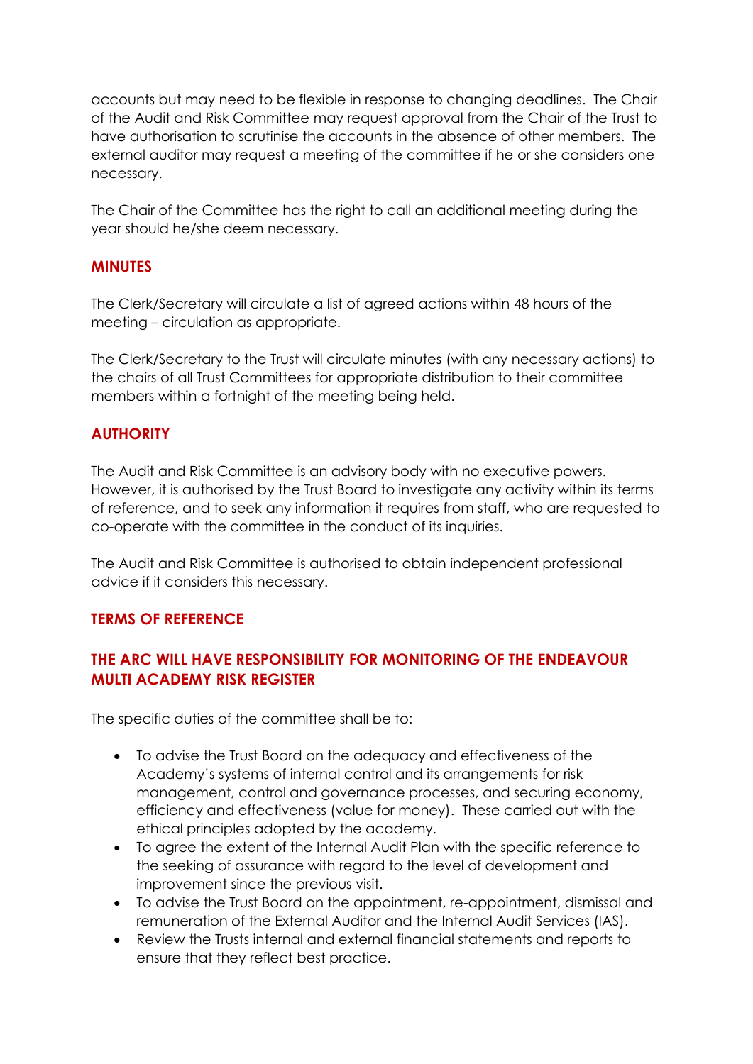accounts but may need to be flexible in response to changing deadlines. The Chair of the Audit and Risk Committee may request approval from the Chair of the Trust to have authorisation to scrutinise the accounts in the absence of other members. The external auditor may request a meeting of the committee if he or she considers one necessary.

The Chair of the Committee has the right to call an additional meeting during the year should he/she deem necessary.

## MINUTES

The Clerk/Secretary will circulate a list of agreed actions within 48 hours of the meeting – circulation as appropriate.

The Clerk/Secretary to the Trust will circulate minutes (with any necessary actions) to the chairs of all Trust Committees for appropriate distribution to their committee members within a fortnight of the meeting being held.

## AUTHORITY

The Audit and Risk Committee is an advisory body with no executive powers. However, it is authorised by the Trust Board to investigate any activity within its terms of reference, and to seek any information it requires from staff, who are requested to co-operate with the committee in the conduct of its inquiries.

The Audit and Risk Committee is authorised to obtain independent professional advice if it considers this necessary.

## TERMS OF REFERENCE

## THE ARC WILL HAVE RESPONSIBILITY FOR MONITORING OF THE ENDEAVOUR MULTI ACADEMY RISK REGISTER

The specific duties of the committee shall be to:

- To advise the Trust Board on the adequacy and effectiveness of the Academy's systems of internal control and its arrangements for risk management, control and governance processes, and securing economy, efficiency and effectiveness (value for money). These carried out with the ethical principles adopted by the academy.
- To agree the extent of the Internal Audit Plan with the specific reference to the seeking of assurance with regard to the level of development and improvement since the previous visit.
- To advise the Trust Board on the appointment, re-appointment, dismissal and remuneration of the External Auditor and the Internal Audit Services (IAS).
- Review the Trusts internal and external financial statements and reports to ensure that they reflect best practice.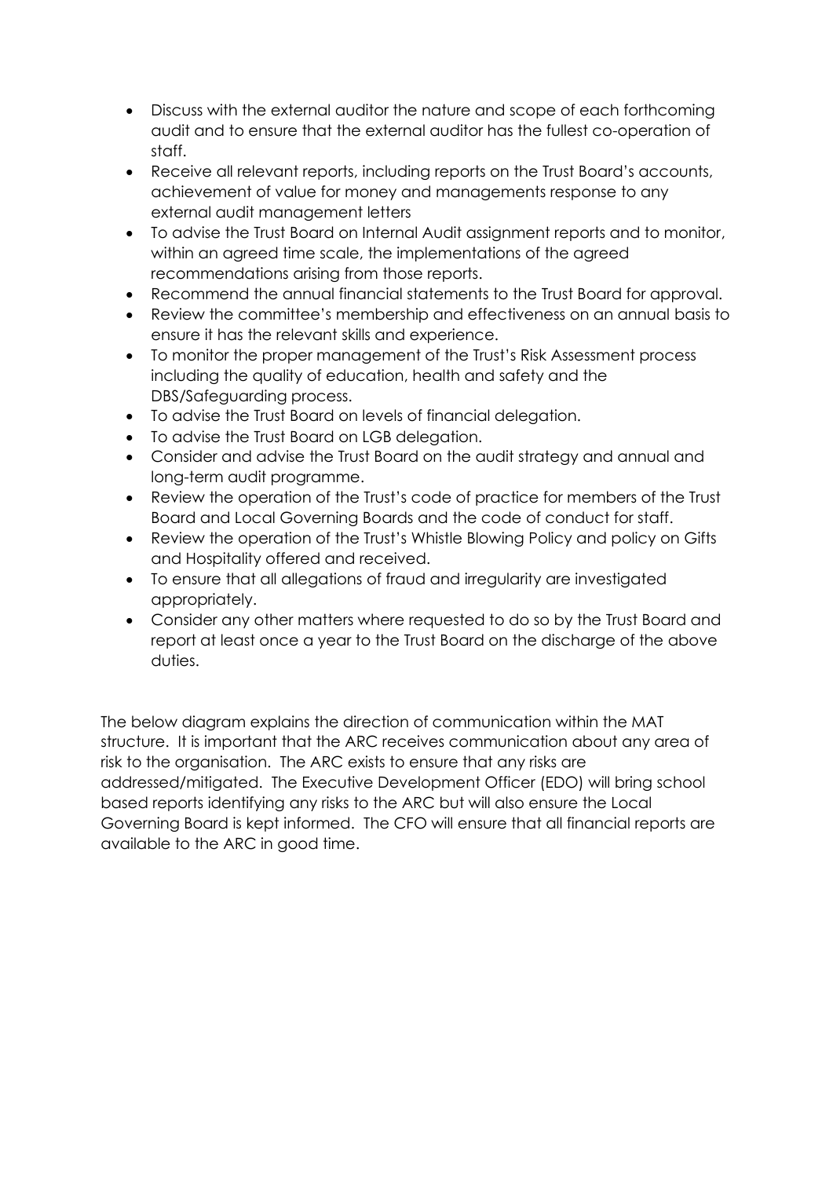- Discuss with the external auditor the nature and scope of each forthcoming audit and to ensure that the external auditor has the fullest co-operation of staff.
- Receive all relevant reports, including reports on the Trust Board's accounts, achievement of value for money and managements response to any external audit management letters
- To advise the Trust Board on Internal Audit assignment reports and to monitor, within an agreed time scale, the implementations of the agreed recommendations arising from those reports.
- Recommend the annual financial statements to the Trust Board for approval.
- Review the committee's membership and effectiveness on an annual basis to ensure it has the relevant skills and experience.
- To monitor the proper management of the Trust's Risk Assessment process including the quality of education, health and safety and the DBS/Safeguarding process.
- To advise the Trust Board on levels of financial delegation.
- To advise the Trust Board on LGB delegation.
- Consider and advise the Trust Board on the audit strategy and annual and long-term audit programme.
- Review the operation of the Trust's code of practice for members of the Trust Board and Local Governing Boards and the code of conduct for staff.
- Review the operation of the Trust's Whistle Blowing Policy and policy on Gifts and Hospitality offered and received.
- To ensure that all allegations of fraud and irregularity are investigated appropriately.
- Consider any other matters where requested to do so by the Trust Board and report at least once a year to the Trust Board on the discharge of the above duties.

The below diagram explains the direction of communication within the MAT structure. It is important that the ARC receives communication about any area of risk to the organisation. The ARC exists to ensure that any risks are addressed/mitigated. The Executive Development Officer (EDO) will bring school based reports identifying any risks to the ARC but will also ensure the Local Governing Board is kept informed. The CFO will ensure that all financial reports are available to the ARC in good time.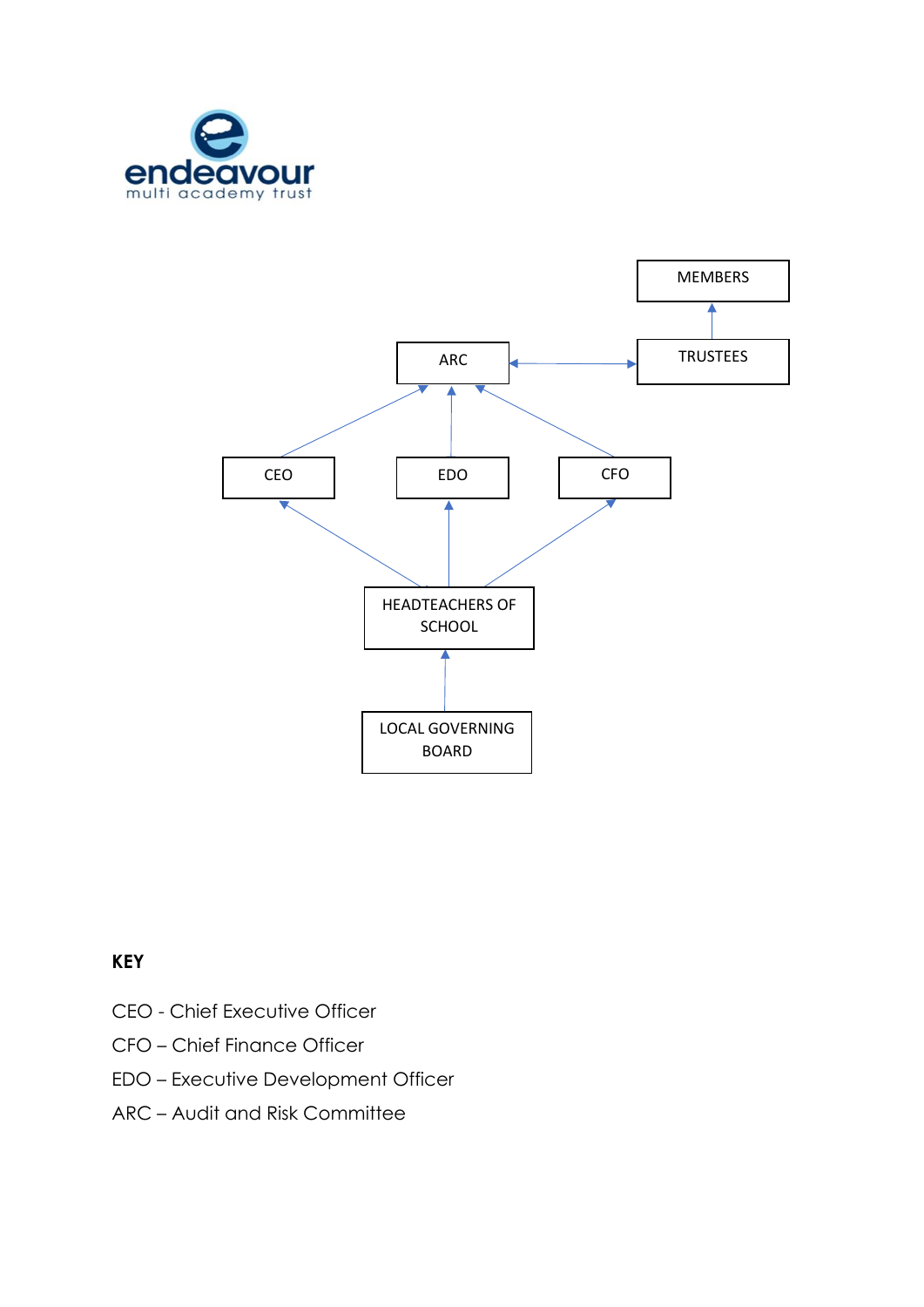endeavour
multi academy trust

MEMBERS

TRUSTEES

ARC

CEO

EDO

CFO

HEADTEACHERS OF SCHOOL

LOCAL GOVERNING BOARD

**KEY**

CEO - Chief Executive Officer

CFO – Chief Finance Officer

EDO – Executive Development Officer

ARC – Audit and Risk Committee